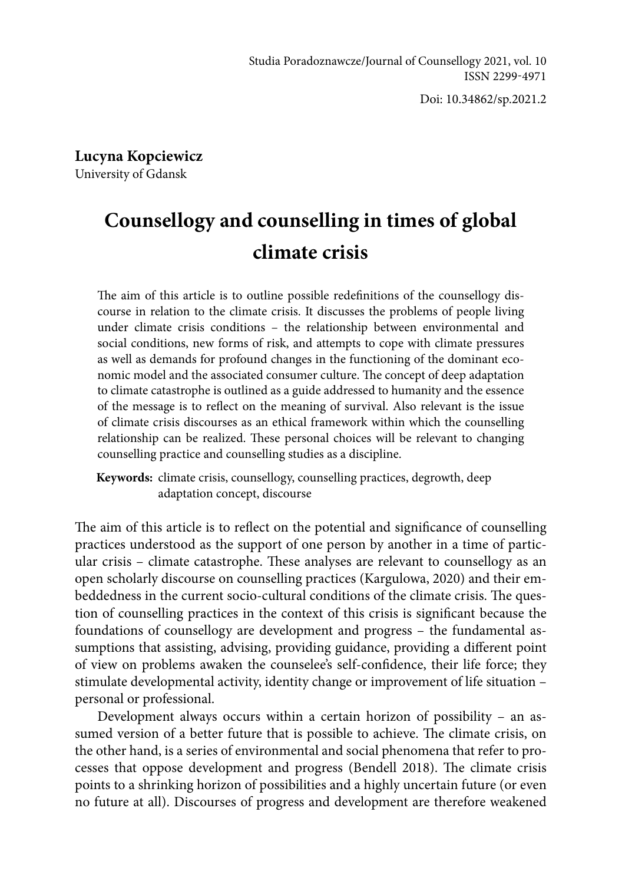Studia Poradoznawcze/Journal of Counsellogy 2021, vol. 10
ISSN 2299-4971

Doi: 10.34862/sp.2021.2

**Lucyna Kopciewicz**
University of Gdansk

# Counsellogy and counselling in times of global climate crisis

The aim of this article is to outline possible redefinitions of the counsellogy discourse in relation to the climate crisis. It discusses the problems of people living under climate crisis conditions – the relationship between environmental and social conditions, new forms of risk, and attempts to cope with climate pressures as well as demands for profound changes in the functioning of the dominant economic model and the associated consumer culture. The concept of deep adaptation to climate catastrophe is outlined as a guide addressed to humanity and the essence of the message is to reflect on the meaning of survival. Also relevant is the issue of climate crisis discourses as an ethical framework within which the counselling relationship can be realized. These personal choices will be relevant to changing counselling practice and counselling studies as a discipline.

**Keywords:** climate crisis, counsellogy, counselling practices, degrowth, deep adaptation concept, discourse

The aim of this article is to reflect on the potential and significance of counselling practices understood as the support of one person by another in a time of particular crisis – climate catastrophe. These analyses are relevant to counsellogy as an open scholarly discourse on counselling practices (Kargulowa, 2020) and their embeddedness in the current socio-cultural conditions of the climate crisis. The question of counselling practices in the context of this crisis is significant because the foundations of counsellogy are development and progress – the fundamental assumptions that assisting, advising, providing guidance, providing a different point of view on problems awaken the counselee's self-confidence, their life force; they stimulate developmental activity, identity change or improvement of life situation – personal or professional.

Development always occurs within a certain horizon of possibility – an assumed version of a better future that is possible to achieve. The climate crisis, on the other hand, is a series of environmental and social phenomena that refer to processes that oppose development and progress (Bendell 2018). The climate crisis points to a shrinking horizon of possibilities and a highly uncertain future (or even no future at all). Discourses of progress and development are therefore weakened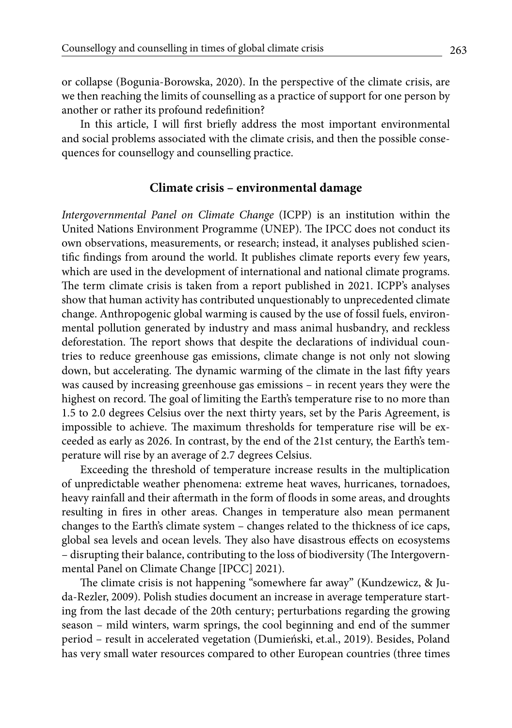or collapse (Bogunia-Borowska, 2020). In the perspective of the climate crisis, are we then reaching the limits of counselling as a practice of support for one person by another or rather its profound redefinition?

In this article, I will first briefly address the most important environmental and social problems associated with the climate crisis, and then the possible consequences for counsellogy and counselling practice.

## Climate crisis – environmental damage

*Intergovernmental Panel on Climate Change* (ICPP) is an institution within the United Nations Environment Programme (UNEP). The IPCC does not conduct its own observations, measurements, or research; instead, it analyses published scientific findings from around the world. It publishes climate reports every few years, which are used in the development of international and national climate programs. The term climate crisis is taken from a report published in 2021. ICPP's analyses show that human activity has contributed unquestionably to unprecedented climate change. Anthropogenic global warming is caused by the use of fossil fuels, environmental pollution generated by industry and mass animal husbandry, and reckless deforestation. The report shows that despite the declarations of individual countries to reduce greenhouse gas emissions, climate change is not only not slowing down, but accelerating. The dynamic warming of the climate in the last fifty years was caused by increasing greenhouse gas emissions – in recent years they were the highest on record. The goal of limiting the Earth's temperature rise to no more than 1.5 to 2.0 degrees Celsius over the next thirty years, set by the Paris Agreement, is impossible to achieve. The maximum thresholds for temperature rise will be exceeded as early as 2026. In contrast, by the end of the 21st century, the Earth's temperature will rise by an average of 2.7 degrees Celsius.

Exceeding the threshold of temperature increase results in the multiplication of unpredictable weather phenomena: extreme heat waves, hurricanes, tornadoes, heavy rainfall and their aftermath in the form of floods in some areas, and droughts resulting in fires in other areas. Changes in temperature also mean permanent changes to the Earth's climate system – changes related to the thickness of ice caps, global sea levels and ocean levels. They also have disastrous effects on ecosystems – disrupting their balance, contributing to the loss of biodiversity (The Intergovernmental Panel on Climate Change [IPCC] 2021).

The climate crisis is not happening "somewhere far away" (Kundzewicz, & Juda-Rezler, 2009). Polish studies document an increase in average temperature starting from the last decade of the 20th century; perturbations regarding the growing season – mild winters, warm springs, the cool beginning and end of the summer period – result in accelerated vegetation (Dumieński, et.al., 2019). Besides, Poland has very small water resources compared to other European countries (three times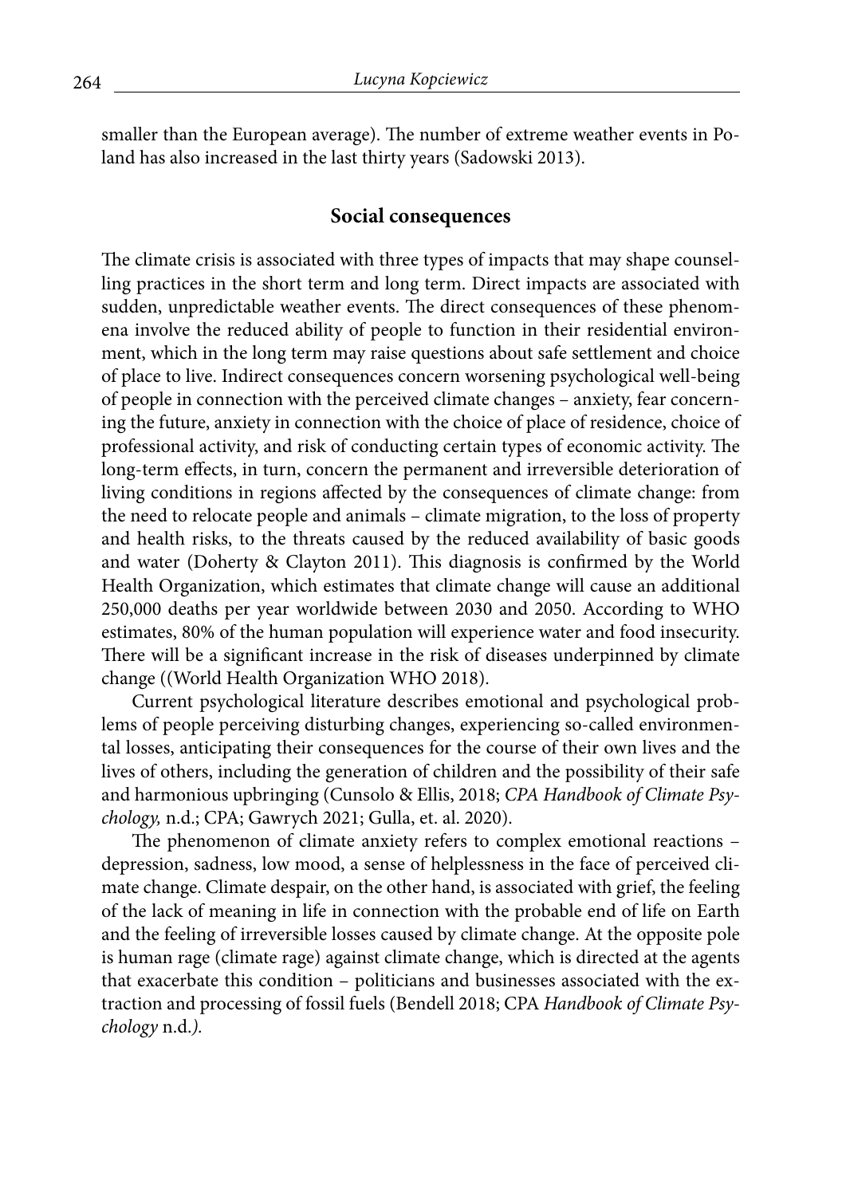smaller than the European average). The number of extreme weather events in Poland has also increased in the last thirty years (Sadowski 2013).

## Social consequences

The climate crisis is associated with three types of impacts that may shape counselling practices in the short term and long term. Direct impacts are associated with sudden, unpredictable weather events. The direct consequences of these phenomena involve the reduced ability of people to function in their residential environment, which in the long term may raise questions about safe settlement and choice of place to live. Indirect consequences concern worsening psychological well-being of people in connection with the perceived climate changes – anxiety, fear concerning the future, anxiety in connection with the choice of place of residence, choice of professional activity, and risk of conducting certain types of economic activity. The long-term effects, in turn, concern the permanent and irreversible deterioration of living conditions in regions affected by the consequences of climate change: from the need to relocate people and animals – climate migration, to the loss of property and health risks, to the threats caused by the reduced availability of basic goods and water (Doherty & Clayton 2011). This diagnosis is confirmed by the World Health Organization, which estimates that climate change will cause an additional 250,000 deaths per year worldwide between 2030 and 2050. According to WHO estimates, 80% of the human population will experience water and food insecurity. There will be a significant increase in the risk of diseases underpinned by climate change ((World Health Organization WHO 2018).

Current psychological literature describes emotional and psychological problems of people perceiving disturbing changes, experiencing so-called environmental losses, anticipating their consequences for the course of their own lives and the lives of others, including the generation of children and the possibility of their safe and harmonious upbringing (Cunsolo & Ellis, 2018; *CPA Handbook of Climate Psychology,* n.d.; CPA; Gawrych 2021; Gulla, et. al. 2020).

The phenomenon of climate anxiety refers to complex emotional reactions – depression, sadness, low mood, a sense of helplessness in the face of perceived climate change. Climate despair, on the other hand, is associated with grief, the feeling of the lack of meaning in life in connection with the probable end of life on Earth and the feeling of irreversible losses caused by climate change. At the opposite pole is human rage (climate rage) against climate change, which is directed at the agents that exacerbate this condition – politicians and businesses associated with the extraction and processing of fossil fuels (Bendell 2018; CPA *Handbook of Climate Psychology* n.d.*).*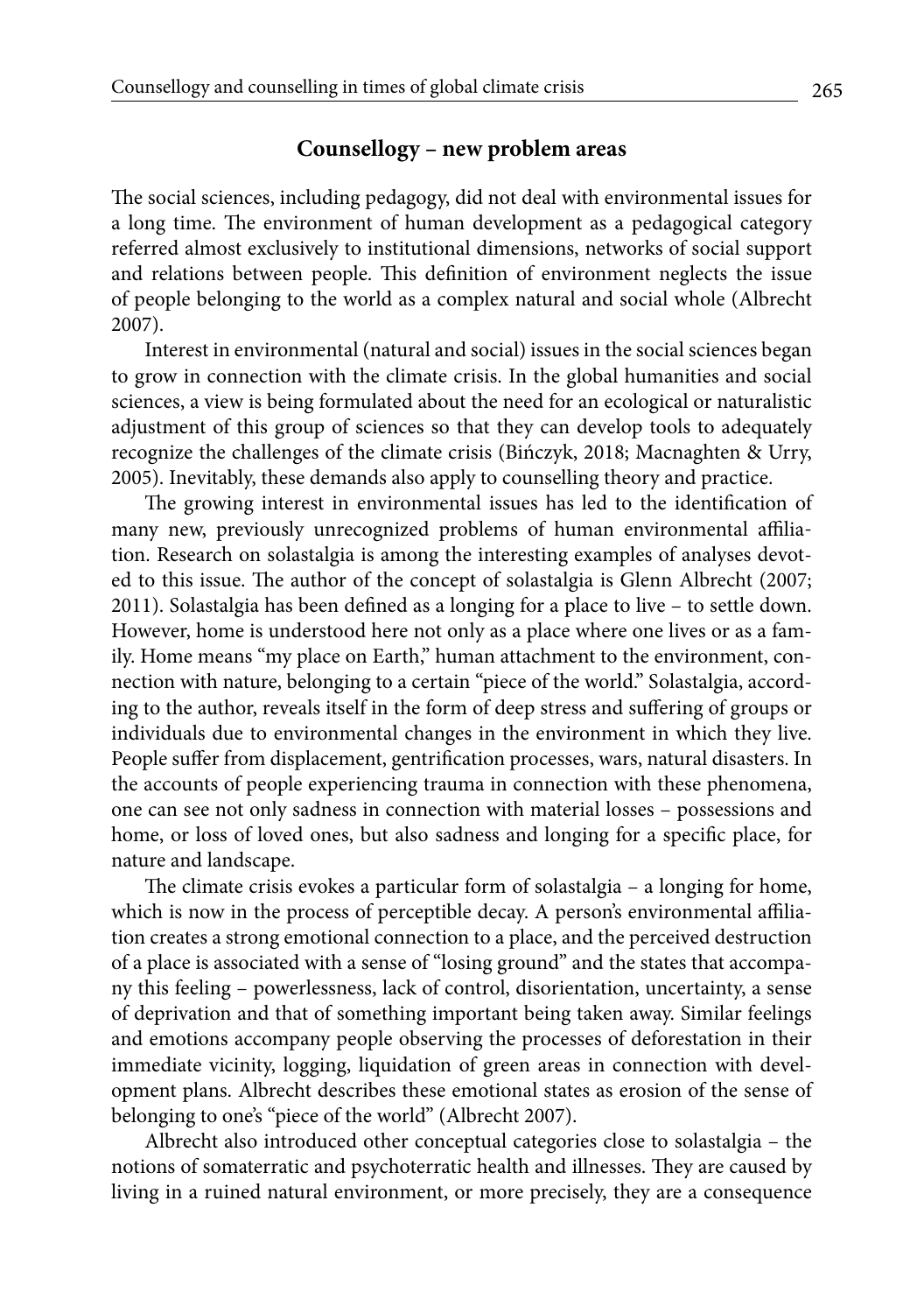## Counsellogy – new problem areas

The social sciences, including pedagogy, did not deal with environmental issues for a long time. The environment of human development as a pedagogical category referred almost exclusively to institutional dimensions, networks of social support and relations between people. This definition of environment neglects the issue of people belonging to the world as a complex natural and social whole (Albrecht 2007).

Interest in environmental (natural and social) issues in the social sciences began to grow in connection with the climate crisis. In the global humanities and social sciences, a view is being formulated about the need for an ecological or naturalistic adjustment of this group of sciences so that they can develop tools to adequately recognize the challenges of the climate crisis (Bińczyk, 2018; Macnaghten & Urry, 2005). Inevitably, these demands also apply to counselling theory and practice.

The growing interest in environmental issues has led to the identification of many new, previously unrecognized problems of human environmental affiliation. Research on solastalgia is among the interesting examples of analyses devoted to this issue. The author of the concept of solastalgia is Glenn Albrecht (2007; 2011). Solastalgia has been defined as a longing for a place to live – to settle down. However, home is understood here not only as a place where one lives or as a family. Home means "my place on Earth," human attachment to the environment, connection with nature, belonging to a certain "piece of the world." Solastalgia, according to the author, reveals itself in the form of deep stress and suffering of groups or individuals due to environmental changes in the environment in which they live. People suffer from displacement, gentrification processes, wars, natural disasters. In the accounts of people experiencing trauma in connection with these phenomena, one can see not only sadness in connection with material losses – possessions and home, or loss of loved ones, but also sadness and longing for a specific place, for nature and landscape.

The climate crisis evokes a particular form of solastalgia – a longing for home, which is now in the process of perceptible decay. A person's environmental affiliation creates a strong emotional connection to a place, and the perceived destruction of a place is associated with a sense of "losing ground" and the states that accompany this feeling – powerlessness, lack of control, disorientation, uncertainty, a sense of deprivation and that of something important being taken away. Similar feelings and emotions accompany people observing the processes of deforestation in their immediate vicinity, logging, liquidation of green areas in connection with development plans. Albrecht describes these emotional states as erosion of the sense of belonging to one's "piece of the world" (Albrecht 2007).

Albrecht also introduced other conceptual categories close to solastalgia – the notions of somaterratic and psychoterratic health and illnesses. They are caused by living in a ruined natural environment, or more precisely, they are a consequence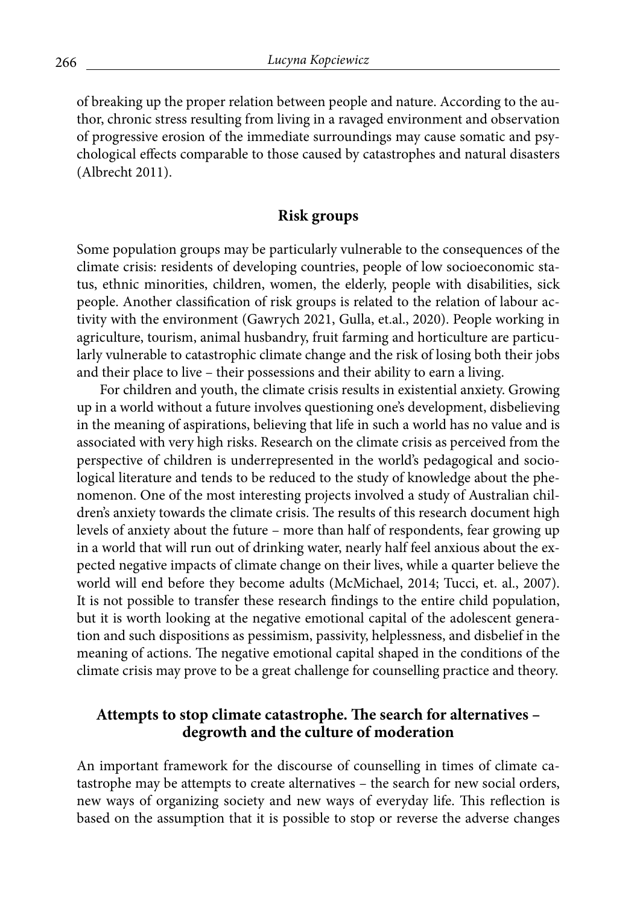of breaking up the proper relation between people and nature. According to the author, chronic stress resulting from living in a ravaged environment and observation of progressive erosion of the immediate surroundings may cause somatic and psychological effects comparable to those caused by catastrophes and natural disasters (Albrecht 2011).

## Risk groups

Some population groups may be particularly vulnerable to the consequences of the climate crisis: residents of developing countries, people of low socioeconomic status, ethnic minorities, children, women, the elderly, people with disabilities, sick people. Another classification of risk groups is related to the relation of labour activity with the environment (Gawrych 2021, Gulla, et.al., 2020). People working in agriculture, tourism, animal husbandry, fruit farming and horticulture are particularly vulnerable to catastrophic climate change and the risk of losing both their jobs and their place to live – their possessions and their ability to earn a living.

For children and youth, the climate crisis results in existential anxiety. Growing up in a world without a future involves questioning one's development, disbelieving in the meaning of aspirations, believing that life in such a world has no value and is associated with very high risks. Research on the climate crisis as perceived from the perspective of children is underrepresented in the world's pedagogical and sociological literature and tends to be reduced to the study of knowledge about the phenomenon. One of the most interesting projects involved a study of Australian children's anxiety towards the climate crisis. The results of this research document high levels of anxiety about the future – more than half of respondents, fear growing up in a world that will run out of drinking water, nearly half feel anxious about the expected negative impacts of climate change on their lives, while a quarter believe the world will end before they become adults (McMichael, 2014; Tucci, et. al., 2007). It is not possible to transfer these research findings to the entire child population, but it is worth looking at the negative emotional capital of the adolescent generation and such dispositions as pessimism, passivity, helplessness, and disbelief in the meaning of actions. The negative emotional capital shaped in the conditions of the climate crisis may prove to be a great challenge for counselling practice and theory.

## Attempts to stop climate catastrophe. The search for alternatives – degrowth and the culture of moderation

An important framework for the discourse of counselling in times of climate catastrophe may be attempts to create alternatives – the search for new social orders, new ways of organizing society and new ways of everyday life. This reflection is based on the assumption that it is possible to stop or reverse the adverse changes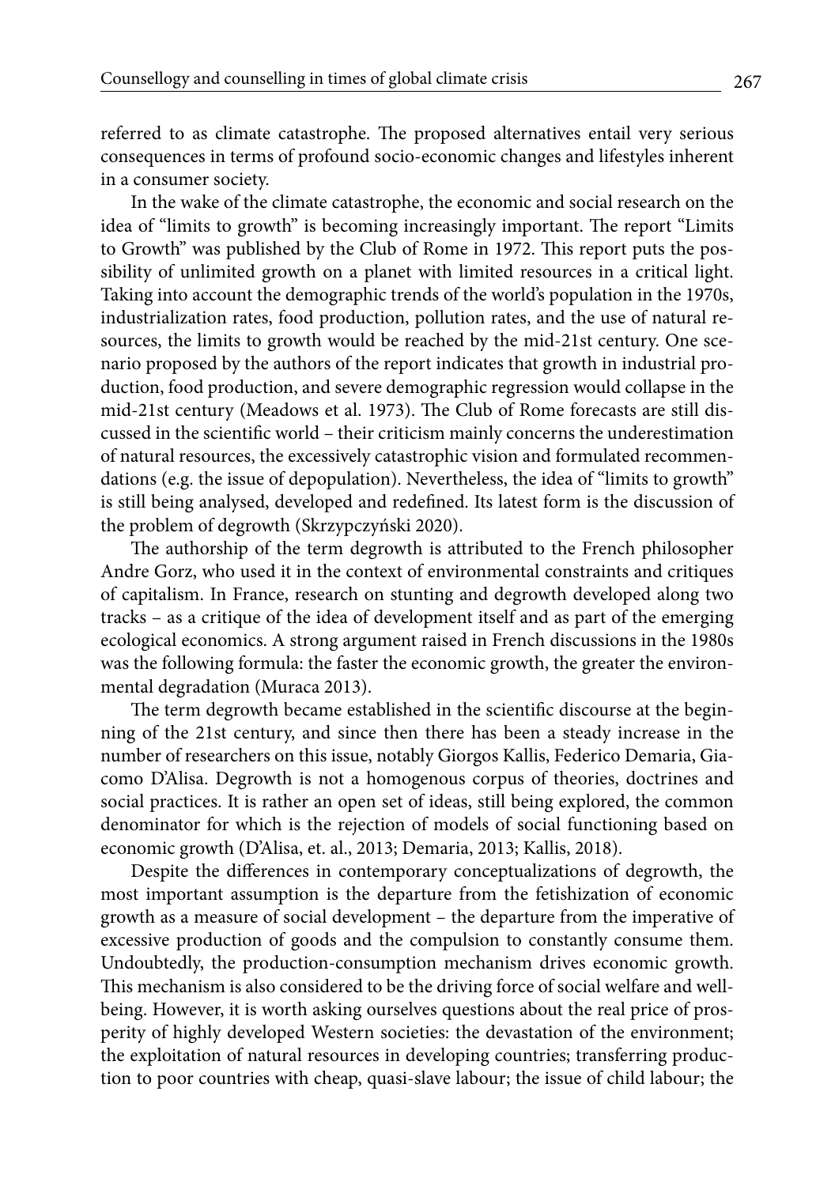referred to as climate catastrophe. The proposed alternatives entail very serious consequences in terms of profound socio-economic changes and lifestyles inherent in a consumer society.

In the wake of the climate catastrophe, the economic and social research on the idea of "limits to growth" is becoming increasingly important. The report "Limits to Growth" was published by the Club of Rome in 1972. This report puts the possibility of unlimited growth on a planet with limited resources in a critical light. Taking into account the demographic trends of the world's population in the 1970s, industrialization rates, food production, pollution rates, and the use of natural resources, the limits to growth would be reached by the mid-21st century. One scenario proposed by the authors of the report indicates that growth in industrial production, food production, and severe demographic regression would collapse in the mid-21st century (Meadows et al. 1973). The Club of Rome forecasts are still discussed in the scientific world – their criticism mainly concerns the underestimation of natural resources, the excessively catastrophic vision and formulated recommendations (e.g. the issue of depopulation). Nevertheless, the idea of "limits to growth" is still being analysed, developed and redefined. Its latest form is the discussion of the problem of degrowth (Skrzypczyński 2020).

The authorship of the term degrowth is attributed to the French philosopher Andre Gorz, who used it in the context of environmental constraints and critiques of capitalism. In France, research on stunting and degrowth developed along two tracks – as a critique of the idea of development itself and as part of the emerging ecological economics. A strong argument raised in French discussions in the 1980s was the following formula: the faster the economic growth, the greater the environmental degradation (Muraca 2013).

The term degrowth became established in the scientific discourse at the beginning of the 21st century, and since then there has been a steady increase in the number of researchers on this issue, notably Giorgos Kallis, Federico Demaria, Giacomo D'Alisa. Degrowth is not a homogenous corpus of theories, doctrines and social practices. It is rather an open set of ideas, still being explored, the common denominator for which is the rejection of models of social functioning based on economic growth (D'Alisa, et. al., 2013; Demaria, 2013; Kallis, 2018).

Despite the differences in contemporary conceptualizations of degrowth, the most important assumption is the departure from the fetishization of economic growth as a measure of social development – the departure from the imperative of excessive production of goods and the compulsion to constantly consume them. Undoubtedly, the production-consumption mechanism drives economic growth. This mechanism is also considered to be the driving force of social welfare and well-being. However, it is worth asking ourselves questions about the real price of prosperity of highly developed Western societies: the devastation of the environment; the exploitation of natural resources in developing countries; transferring production to poor countries with cheap, quasi-slave labour; the issue of child labour; the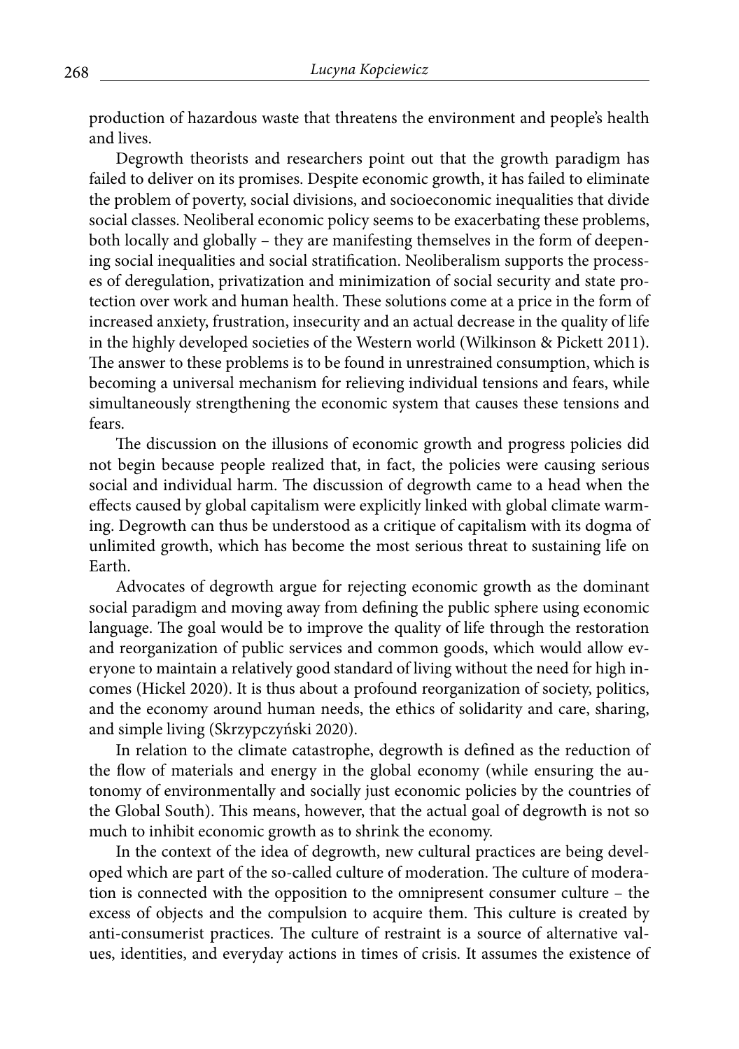production of hazardous waste that threatens the environment and people's health and lives.

Degrowth theorists and researchers point out that the growth paradigm has failed to deliver on its promises. Despite economic growth, it has failed to eliminate the problem of poverty, social divisions, and socioeconomic inequalities that divide social classes. Neoliberal economic policy seems to be exacerbating these problems, both locally and globally – they are manifesting themselves in the form of deepening social inequalities and social stratification. Neoliberalism supports the processes of deregulation, privatization and minimization of social security and state protection over work and human health. These solutions come at a price in the form of increased anxiety, frustration, insecurity and an actual decrease in the quality of life in the highly developed societies of the Western world (Wilkinson & Pickett 2011). The answer to these problems is to be found in unrestrained consumption, which is becoming a universal mechanism for relieving individual tensions and fears, while simultaneously strengthening the economic system that causes these tensions and fears.

The discussion on the illusions of economic growth and progress policies did not begin because people realized that, in fact, the policies were causing serious social and individual harm. The discussion of degrowth came to a head when the effects caused by global capitalism were explicitly linked with global climate warming. Degrowth can thus be understood as a critique of capitalism with its dogma of unlimited growth, which has become the most serious threat to sustaining life on Earth.

Advocates of degrowth argue for rejecting economic growth as the dominant social paradigm and moving away from defining the public sphere using economic language. The goal would be to improve the quality of life through the restoration and reorganization of public services and common goods, which would allow everyone to maintain a relatively good standard of living without the need for high incomes (Hickel 2020). It is thus about a profound reorganization of society, politics, and the economy around human needs, the ethics of solidarity and care, sharing, and simple living (Skrzypczyński 2020).

In relation to the climate catastrophe, degrowth is defined as the reduction of the flow of materials and energy in the global economy (while ensuring the autonomy of environmentally and socially just economic policies by the countries of the Global South). This means, however, that the actual goal of degrowth is not so much to inhibit economic growth as to shrink the economy.

In the context of the idea of degrowth, new cultural practices are being developed which are part of the so-called culture of moderation. The culture of moderation is connected with the opposition to the omnipresent consumer culture – the excess of objects and the compulsion to acquire them. This culture is created by anti-consumerist practices. The culture of restraint is a source of alternative values, identities, and everyday actions in times of crisis. It assumes the existence of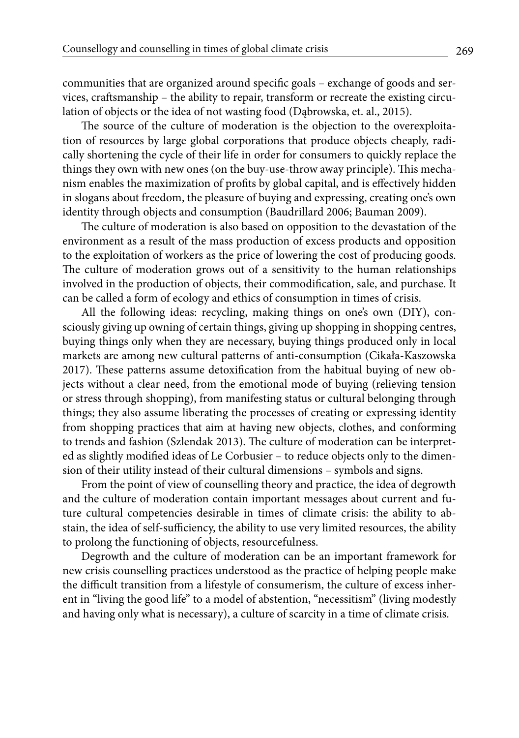communities that are organized around specific goals – exchange of goods and services, craftsmanship – the ability to repair, transform or recreate the existing circulation of objects or the idea of not wasting food (Dąbrowska, et. al., 2015).

The source of the culture of moderation is the objection to the overexploitation of resources by large global corporations that produce objects cheaply, radically shortening the cycle of their life in order for consumers to quickly replace the things they own with new ones (on the buy-use-throw away principle). This mechanism enables the maximization of profits by global capital, and is effectively hidden in slogans about freedom, the pleasure of buying and expressing, creating one's own identity through objects and consumption (Baudrillard 2006; Bauman 2009).

The culture of moderation is also based on opposition to the devastation of the environment as a result of the mass production of excess products and opposition to the exploitation of workers as the price of lowering the cost of producing goods. The culture of moderation grows out of a sensitivity to the human relationships involved in the production of objects, their commodification, sale, and purchase. It can be called a form of ecology and ethics of consumption in times of crisis.

All the following ideas: recycling, making things on one's own (DIY), consciously giving up owning of certain things, giving up shopping in shopping centres, buying things only when they are necessary, buying things produced only in local markets are among new cultural patterns of anti-consumption (Cikała-Kaszowska 2017). These patterns assume detoxification from the habitual buying of new objects without a clear need, from the emotional mode of buying (relieving tension or stress through shopping), from manifesting status or cultural belonging through things; they also assume liberating the processes of creating or expressing identity from shopping practices that aim at having new objects, clothes, and conforming to trends and fashion (Szlendak 2013). The culture of moderation can be interpreted as slightly modified ideas of Le Corbusier – to reduce objects only to the dimension of their utility instead of their cultural dimensions – symbols and signs.

From the point of view of counselling theory and practice, the idea of degrowth and the culture of moderation contain important messages about current and future cultural competencies desirable in times of climate crisis: the ability to abstain, the idea of self-sufficiency, the ability to use very limited resources, the ability to prolong the functioning of objects, resourcefulness.

Degrowth and the culture of moderation can be an important framework for new crisis counselling practices understood as the practice of helping people make the difficult transition from a lifestyle of consumerism, the culture of excess inherent in "living the good life" to a model of abstention, "necessitism" (living modestly and having only what is necessary), a culture of scarcity in a time of climate crisis.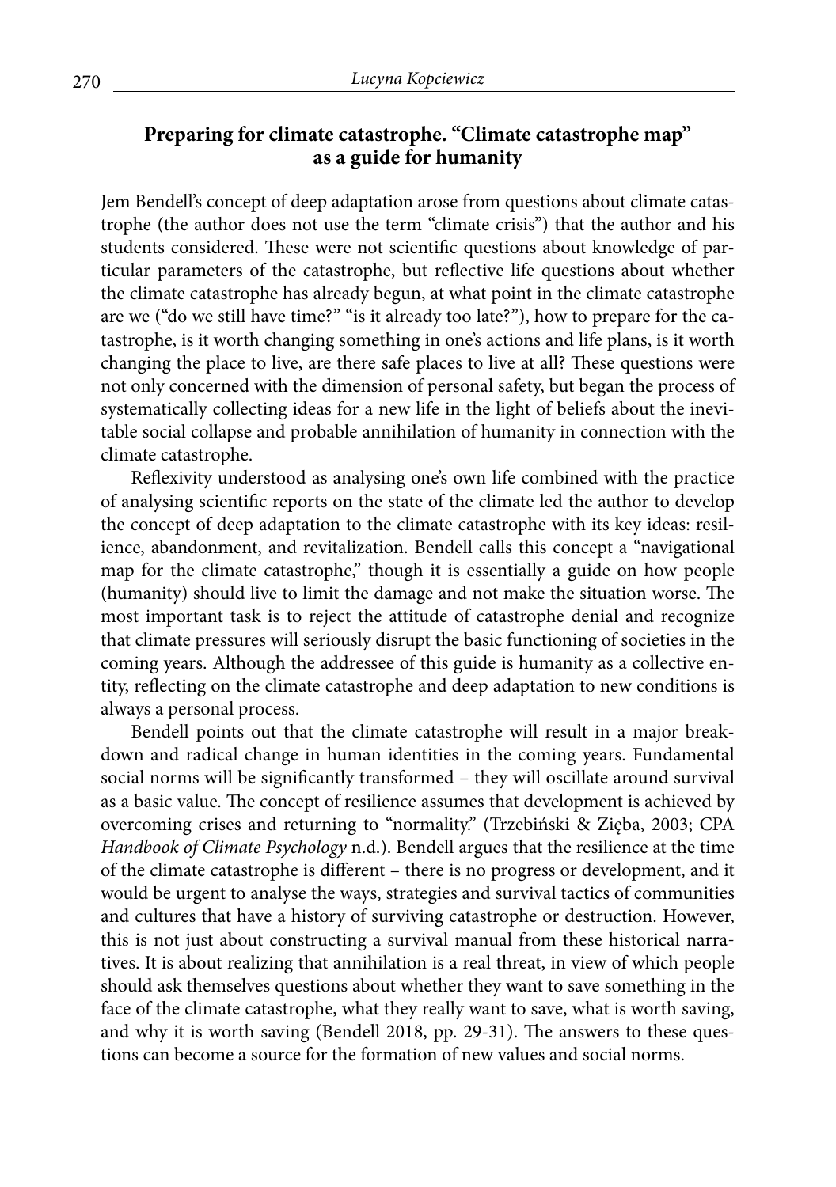## Preparing for climate catastrophe. "Climate catastrophe map" as a guide for humanity

Jem Bendell's concept of deep adaptation arose from questions about climate catastrophe (the author does not use the term "climate crisis") that the author and his students considered. These were not scientific questions about knowledge of particular parameters of the catastrophe, but reflective life questions about whether the climate catastrophe has already begun, at what point in the climate catastrophe are we ("do we still have time?" "is it already too late?"), how to prepare for the catastrophe, is it worth changing something in one's actions and life plans, is it worth changing the place to live, are there safe places to live at all? These questions were not only concerned with the dimension of personal safety, but began the process of systematically collecting ideas for a new life in the light of beliefs about the inevitable social collapse and probable annihilation of humanity in connection with the climate catastrophe.

Reflexivity understood as analysing one's own life combined with the practice of analysing scientific reports on the state of the climate led the author to develop the concept of deep adaptation to the climate catastrophe with its key ideas: resilience, abandonment, and revitalization. Bendell calls this concept a "navigational map for the climate catastrophe," though it is essentially a guide on how people (humanity) should live to limit the damage and not make the situation worse. The most important task is to reject the attitude of catastrophe denial and recognize that climate pressures will seriously disrupt the basic functioning of societies in the coming years. Although the addressee of this guide is humanity as a collective entity, reflecting on the climate catastrophe and deep adaptation to new conditions is always a personal process.

Bendell points out that the climate catastrophe will result in a major breakdown and radical change in human identities in the coming years. Fundamental social norms will be significantly transformed – they will oscillate around survival as a basic value. The concept of resilience assumes that development is achieved by overcoming crises and returning to "normality." (Trzebiński & Zięba, 2003; CPA *Handbook of Climate Psychology* n.d.). Bendell argues that the resilience at the time of the climate catastrophe is different – there is no progress or development, and it would be urgent to analyse the ways, strategies and survival tactics of communities and cultures that have a history of surviving catastrophe or destruction. However, this is not just about constructing a survival manual from these historical narratives. It is about realizing that annihilation is a real threat, in view of which people should ask themselves questions about whether they want to save something in the face of the climate catastrophe, what they really want to save, what is worth saving, and why it is worth saving (Bendell 2018, pp. 29-31). The answers to these questions can become a source for the formation of new values and social norms.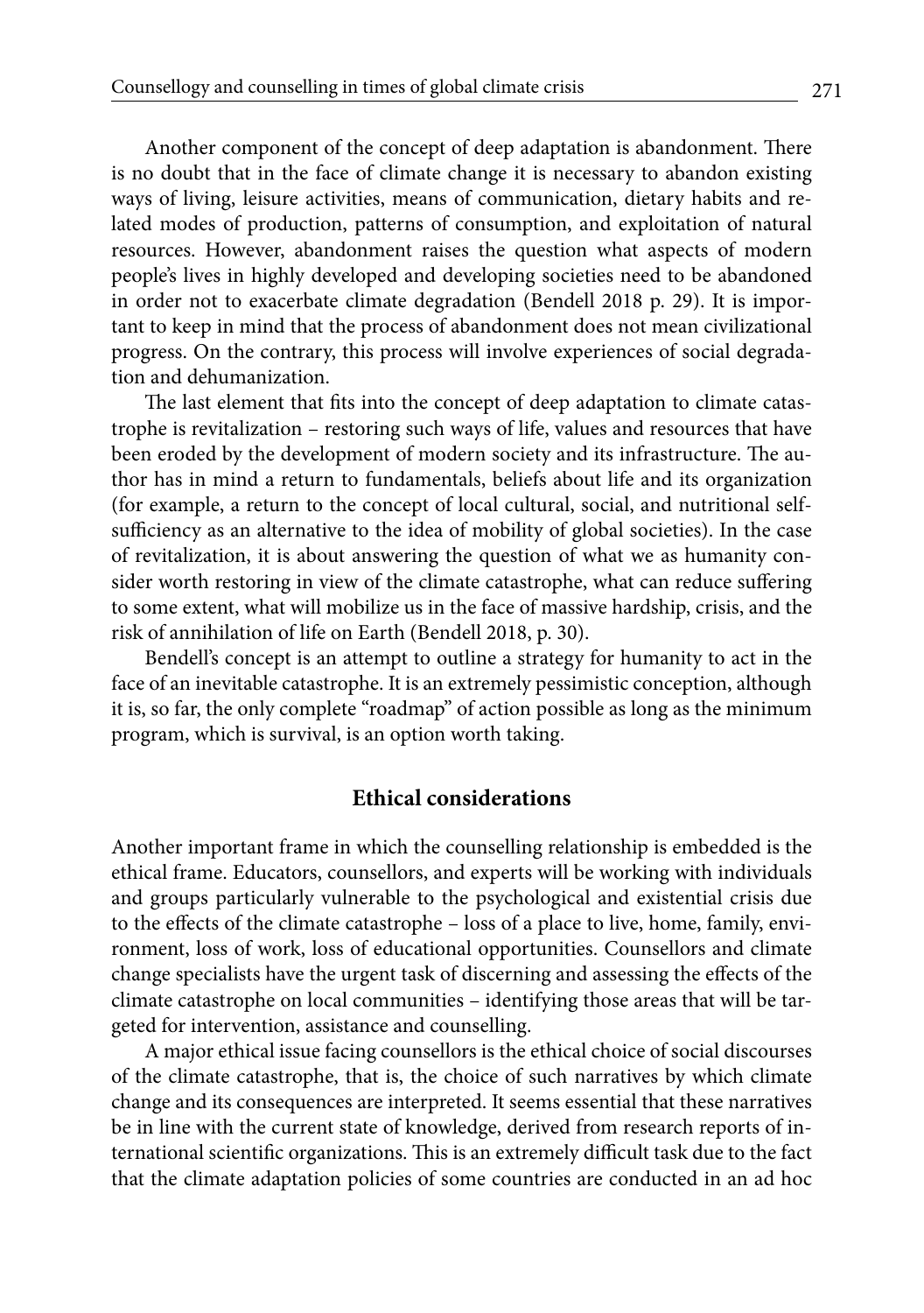Another component of the concept of deep adaptation is abandonment. There is no doubt that in the face of climate change it is necessary to abandon existing ways of living, leisure activities, means of communication, dietary habits and related modes of production, patterns of consumption, and exploitation of natural resources. However, abandonment raises the question what aspects of modern people's lives in highly developed and developing societies need to be abandoned in order not to exacerbate climate degradation (Bendell 2018 p. 29). It is important to keep in mind that the process of abandonment does not mean civilizational progress. On the contrary, this process will involve experiences of social degradation and dehumanization.

The last element that fits into the concept of deep adaptation to climate catastrophe is revitalization – restoring such ways of life, values and resources that have been eroded by the development of modern society and its infrastructure. The author has in mind a return to fundamentals, beliefs about life and its organization (for example, a return to the concept of local cultural, social, and nutritional self-sufficiency as an alternative to the idea of mobility of global societies). In the case of revitalization, it is about answering the question of what we as humanity consider worth restoring in view of the climate catastrophe, what can reduce suffering to some extent, what will mobilize us in the face of massive hardship, crisis, and the risk of annihilation of life on Earth (Bendell 2018, p. 30).

Bendell's concept is an attempt to outline a strategy for humanity to act in the face of an inevitable catastrophe. It is an extremely pessimistic conception, although it is, so far, the only complete "roadmap" of action possible as long as the minimum program, which is survival, is an option worth taking.

## Ethical considerations

Another important frame in which the counselling relationship is embedded is the ethical frame. Educators, counsellors, and experts will be working with individuals and groups particularly vulnerable to the psychological and existential crisis due to the effects of the climate catastrophe – loss of a place to live, home, family, environment, loss of work, loss of educational opportunities. Counsellors and climate change specialists have the urgent task of discerning and assessing the effects of the climate catastrophe on local communities – identifying those areas that will be targeted for intervention, assistance and counselling.

A major ethical issue facing counsellors is the ethical choice of social discourses of the climate catastrophe, that is, the choice of such narratives by which climate change and its consequences are interpreted. It seems essential that these narratives be in line with the current state of knowledge, derived from research reports of international scientific organizations. This is an extremely difficult task due to the fact that the climate adaptation policies of some countries are conducted in an ad hoc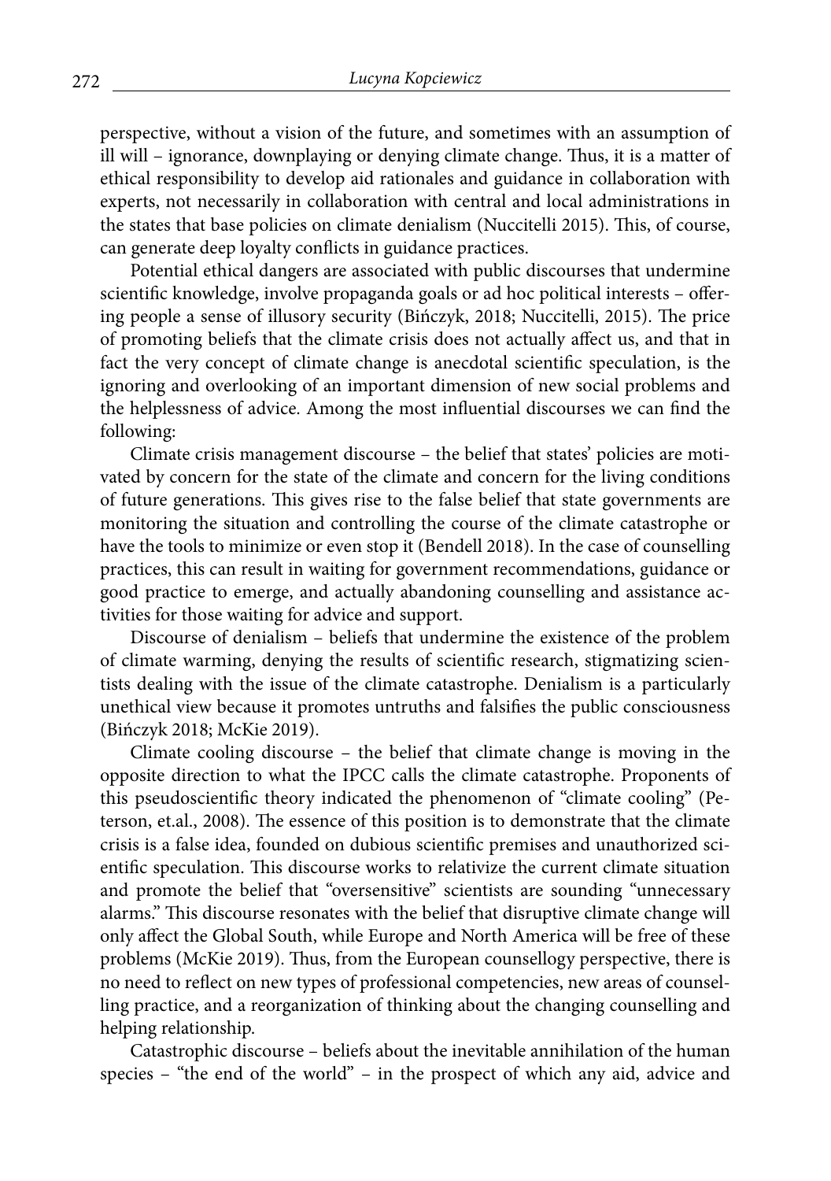perspective, without a vision of the future, and sometimes with an assumption of ill will – ignorance, downplaying or denying climate change. Thus, it is a matter of ethical responsibility to develop aid rationales and guidance in collaboration with experts, not necessarily in collaboration with central and local administrations in the states that base policies on climate denialism (Nuccitelli 2015). This, of course, can generate deep loyalty conflicts in guidance practices.

Potential ethical dangers are associated with public discourses that undermine scientific knowledge, involve propaganda goals or ad hoc political interests – offering people a sense of illusory security (Bińczyk, 2018; Nuccitelli, 2015). The price of promoting beliefs that the climate crisis does not actually affect us, and that in fact the very concept of climate change is anecdotal scientific speculation, is the ignoring and overlooking of an important dimension of new social problems and the helplessness of advice. Among the most influential discourses we can find the following:

Climate crisis management discourse – the belief that states' policies are motivated by concern for the state of the climate and concern for the living conditions of future generations. This gives rise to the false belief that state governments are monitoring the situation and controlling the course of the climate catastrophe or have the tools to minimize or even stop it (Bendell 2018). In the case of counselling practices, this can result in waiting for government recommendations, guidance or good practice to emerge, and actually abandoning counselling and assistance activities for those waiting for advice and support.

Discourse of denialism – beliefs that undermine the existence of the problem of climate warming, denying the results of scientific research, stigmatizing scientists dealing with the issue of the climate catastrophe. Denialism is a particularly unethical view because it promotes untruths and falsifies the public consciousness (Bińczyk 2018; McKie 2019).

Climate cooling discourse – the belief that climate change is moving in the opposite direction to what the IPCC calls the climate catastrophe. Proponents of this pseudoscientific theory indicated the phenomenon of "climate cooling" (Peterson, et.al., 2008). The essence of this position is to demonstrate that the climate crisis is a false idea, founded on dubious scientific premises and unauthorized scientific speculation. This discourse works to relativize the current climate situation and promote the belief that "oversensitive" scientists are sounding "unnecessary alarms." This discourse resonates with the belief that disruptive climate change will only affect the Global South, while Europe and North America will be free of these problems (McKie 2019). Thus, from the European counsellogy perspective, there is no need to reflect on new types of professional competencies, new areas of counselling practice, and a reorganization of thinking about the changing counselling and helping relationship.

Catastrophic discourse – beliefs about the inevitable annihilation of the human species – "the end of the world" – in the prospect of which any aid, advice and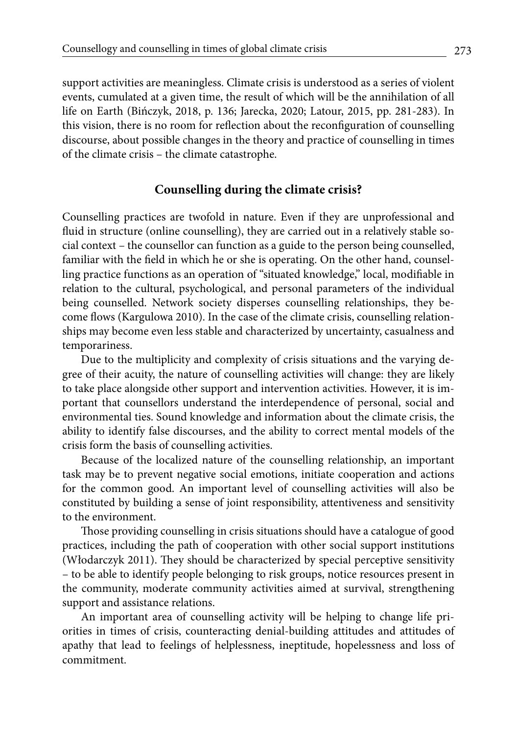support activities are meaningless. Climate crisis is understood as a series of violent events, cumulated at a given time, the result of which will be the annihilation of all life on Earth (Bińczyk, 2018, p. 136; Jarecka, 2020; Latour, 2015, pp. 281-283). In this vision, there is no room for reflection about the reconfiguration of counselling discourse, about possible changes in the theory and practice of counselling in times of the climate crisis – the climate catastrophe.

## Counselling during the climate crisis?

Counselling practices are twofold in nature. Even if they are unprofessional and fluid in structure (online counselling), they are carried out in a relatively stable social context – the counsellor can function as a guide to the person being counselled, familiar with the field in which he or she is operating. On the other hand, counselling practice functions as an operation of "situated knowledge," local, modifiable in relation to the cultural, psychological, and personal parameters of the individual being counselled. Network society disperses counselling relationships, they become flows (Kargulowa 2010). In the case of the climate crisis, counselling relationships may become even less stable and characterized by uncertainty, casualness and temporariness.

Due to the multiplicity and complexity of crisis situations and the varying degree of their acuity, the nature of counselling activities will change: they are likely to take place alongside other support and intervention activities. However, it is important that counsellors understand the interdependence of personal, social and environmental ties. Sound knowledge and information about the climate crisis, the ability to identify false discourses, and the ability to correct mental models of the crisis form the basis of counselling activities.

Because of the localized nature of the counselling relationship, an important task may be to prevent negative social emotions, initiate cooperation and actions for the common good. An important level of counselling activities will also be constituted by building a sense of joint responsibility, attentiveness and sensitivity to the environment.

Those providing counselling in crisis situations should have a catalogue of good practices, including the path of cooperation with other social support institutions (Włodarczyk 2011). They should be characterized by special perceptive sensitivity – to be able to identify people belonging to risk groups, notice resources present in the community, moderate community activities aimed at survival, strengthening support and assistance relations.

An important area of counselling activity will be helping to change life priorities in times of crisis, counteracting denial-building attitudes and attitudes of apathy that lead to feelings of helplessness, ineptitude, hopelessness and loss of commitment.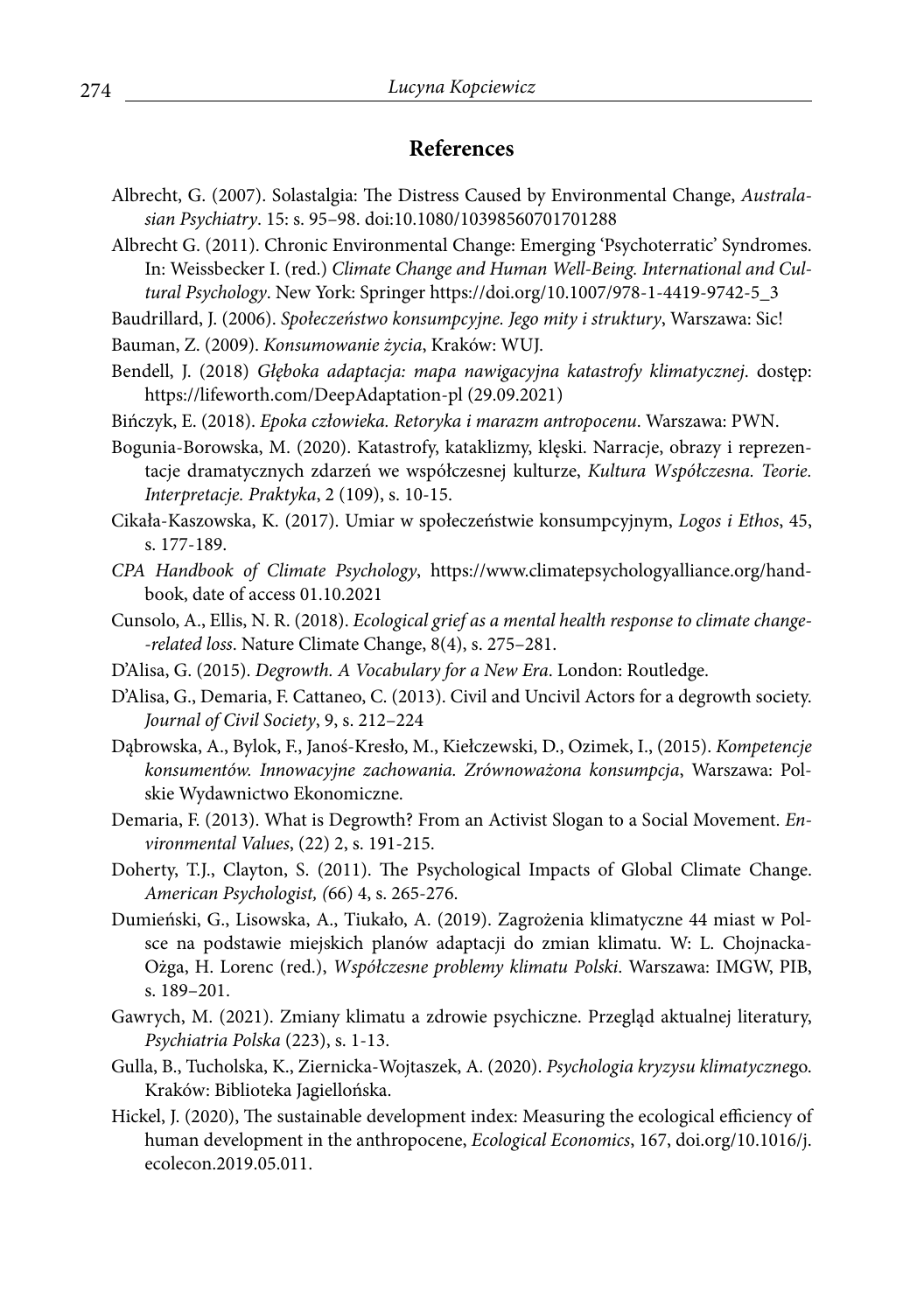## References

Albrecht, G. (2007). Solastalgia: The Distress Caused by Environmental Change, *Australasian Psychiatry*. 15: s. 95–98. doi:10.1080/10398560701701288

Albrecht G. (2011). Chronic Environmental Change: Emerging 'Psychoterratic' Syndromes. In: Weissbecker I. (red.) *Climate Change and Human Well-Being. International and Cultural Psychology*. New York: Springer https://doi.org/10.1007/978-1-4419-9742-5_3

Baudrillard, J. (2006). *Społeczeństwo konsumpcyjne. Jego mity i struktury*, Warszawa: Sic!

Bauman, Z. (2009). *Konsumowanie życia*, Kraków: WUJ.

Bendell, J. (2018) *Głęboka adaptacja: mapa nawigacyjna katastrofy klimatycznej*. dostęp: https://lifeworth.com/DeepAdaptation-pl (29.09.2021)

Bińczyk, E. (2018). *Epoka człowieka. Retoryka i marazm antropocenu*. Warszawa: PWN.

Bogunia-Borowska, M. (2020). Katastrofy, kataklizmy, klęski. Narracje, obrazy i reprezentacje dramatycznych zdarzeń we współczesnej kulturze, *Kultura Współczesna. Teorie. Interpretacje. Praktyka*, 2 (109), s. 10-15.

Cikała-Kaszowska, K. (2017). Umiar w społeczeństwie konsumpcyjnym, *Logos i Ethos*, 45, s. 177-189.

*CPA Handbook of Climate Psychology*, https://www.climatepsychologyalliance.org/handbook, date of access 01.10.2021

Cunsolo, A., Ellis, N. R. (2018). *Ecological grief as a mental health response to climate change-related loss*. Nature Climate Change, 8(4), s. 275–281.

D'Alisa, G. (2015). *Degrowth. A Vocabulary for a New Era*. London: Routledge.

D'Alisa, G., Demaria, F. Cattaneo, C. (2013). Civil and Uncivil Actors for a degrowth society. *Journal of Civil Society*, 9, s. 212–224

Dąbrowska, A., Bylok, F., Janoś-Kresło, M., Kiełczewski, D., Ozimek, I., (2015). *Kompetencje konsumentów. Innowacyjne zachowania. Zrównoważona konsumpcja*, Warszawa: Polskie Wydawnictwo Ekonomiczne.

Demaria, F. (2013). What is Degrowth? From an Activist Slogan to a Social Movement. *Environmental Values*, (22) 2, s. 191-215.

Doherty, T.J., Clayton, S. (2011). The Psychological Impacts of Global Climate Change. *American Psychologist, (*66) 4, s. 265-276.

Dumieński, G., Lisowska, A., Tiukało, A. (2019). Zagrożenia klimatyczne 44 miast w Polsce na podstawie miejskich planów adaptacji do zmian klimatu. W: L. Chojnacka-Ożga, H. Lorenc (red.), *Współczesne problemy klimatu Polski*. Warszawa: IMGW, PIB, s. 189–201.

Gawrych, M. (2021). Zmiany klimatu a zdrowie psychiczne. Przegląd aktualnej literatury, *Psychiatria Polska* (223), s. 1-13.

Gulla, B., Tucholska, K., Ziernicka-Wojtaszek, A. (2020). *Psychologia kryzysu klimatycznego.* Kraków: Biblioteka Jagiellońska.

Hickel, J. (2020), The sustainable development index: Measuring the ecological efficiency of human development in the anthropocene, *Ecological Economics*, 167, doi.org/10.1016/j.ecolecon.2019.05.011.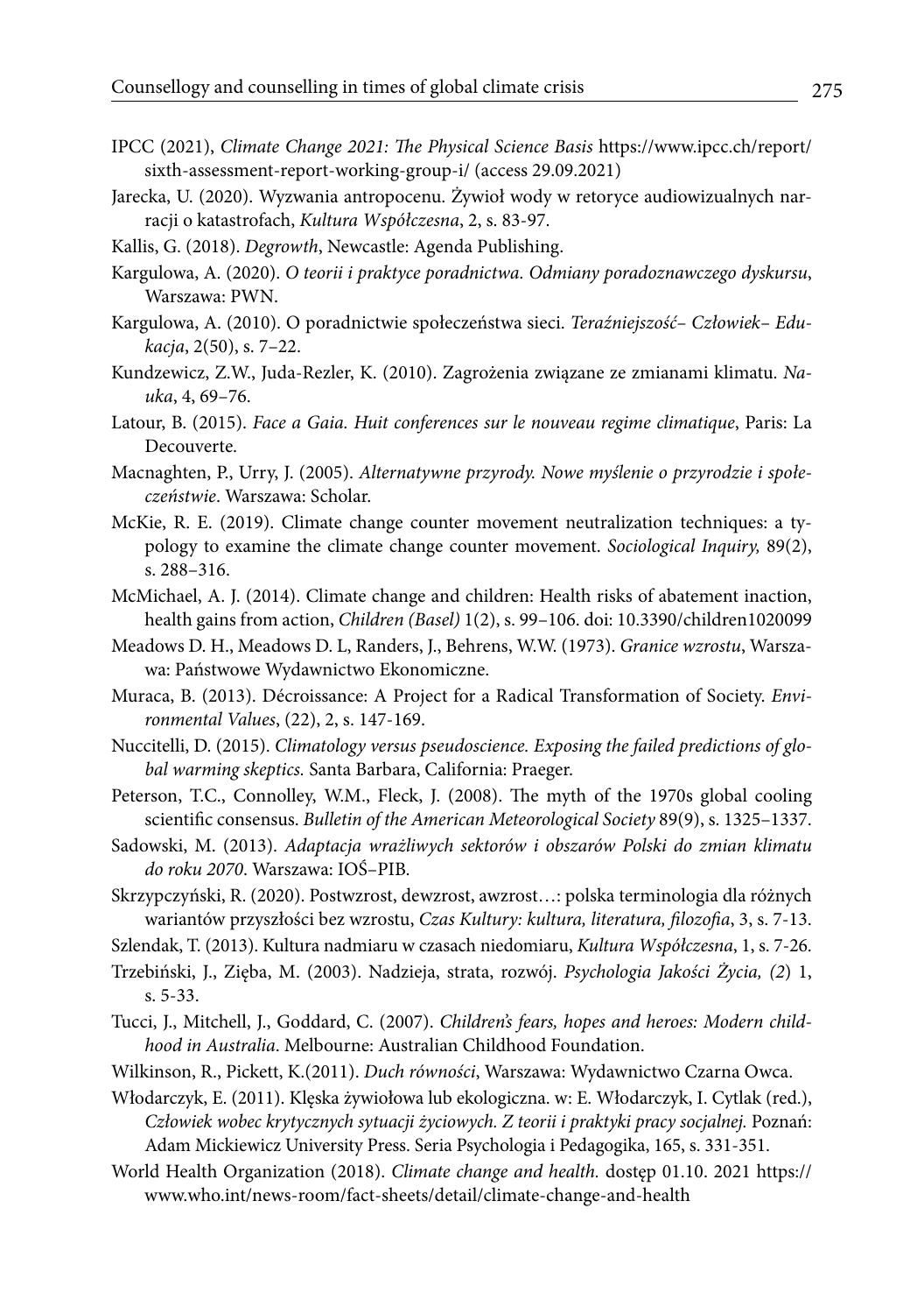IPCC (2021), *Climate Change 2021: The Physical Science Basis* https://www.ipcc.ch/report/sixth-assessment-report-working-group-i/ (access 29.09.2021)

Jarecka, U. (2020). Wyzwania antropocenu. Żywioł wody w retoryce audiowizualnych narracji o katastrofach, *Kultura Współczesna*, 2, s. 83-97.

Kallis, G. (2018). *Degrowth*, Newcastle: Agenda Publishing.

Kargulowa, A. (2020). *O teorii i praktyce poradnictwa. Odmiany poradoznawczego dyskursu*, Warszawa: PWN.

Kargulowa, A. (2010). O poradnictwie społeczeństwa sieci. *Teraźniejszość– Człowiek– Edukacja*, 2(50), s. 7–22.

Kundzewicz, Z.W., Juda-Rezler, K. (2010). Zagrożenia związane ze zmianami klimatu. *Nauka*, 4, 69–76.

Latour, B. (2015). *Face a Gaia. Huit conferences sur le nouveau regime climatique*, Paris: La Decouverte.

Macnaghten, P., Urry, J. (2005). *Alternatywne przyrody. Nowe myślenie o przyrodzie i społeczeństwie*. Warszawa: Scholar.

McKie, R. E. (2019). Climate change counter movement neutralization techniques: a typology to examine the climate change counter movement. *Sociological Inquiry,* 89(2), s. 288–316.

McMichael, A. J. (2014). Climate change and children: Health risks of abatement inaction, health gains from action, *Children (Basel)* 1(2), s. 99–106. doi: 10.3390/children1020099

Meadows D. H., Meadows D. L, Randers, J., Behrens, W.W. (1973). *Granice wzrostu*, Warszawa: Państwowe Wydawnictwo Ekonomiczne.

Muraca, B. (2013). Décroissance: A Project for a Radical Transformation of Society. *Environmental Values*, (22), 2, s. 147-169.

Nuccitelli, D. (2015). *Climatology versus pseudoscience. Exposing the failed predictions of global warming skeptics.* Santa Barbara, California: Praeger.

Peterson, T.C., Connolley, W.M., Fleck, J. (2008). The myth of the 1970s global cooling scientific consensus. *Bulletin of the American Meteorological Society* 89(9), s. 1325–1337.

Sadowski, M. (2013). *Adaptacja wrażliwych sektorów i obszarów Polski do zmian klimatu do roku 2070*. Warszawa: IOŚ–PIB.

Skrzypczyński, R. (2020). Postwzrost, dewzrost, awzrost…: polska terminologia dla różnych wariantów przyszłości bez wzrostu, *Czas Kultury: kultura, literatura, filozofia*, 3, s. 7-13.

Szlendak, T. (2013). Kultura nadmiaru w czasach niedomiaru, *Kultura Współczesna*, 1, s. 7-26.

Trzebiński, J., Zięba, M. (2003). Nadzieja, strata, rozwój. *Psychologia Jakości Życia, (2)* 1, s. 5-33.

Tucci, J., Mitchell, J., Goddard, C. (2007). *Children's fears, hopes and heroes: Modern childhood in Australia*. Melbourne: Australian Childhood Foundation.

Wilkinson, R., Pickett, K.(2011). *Duch równości*, Warszawa: Wydawnictwo Czarna Owca.

Włodarczyk, E. (2011). Klęska żywiołowa lub ekologiczna. w: E. Włodarczyk, I. Cytlak (red.), *Człowiek wobec krytycznych sytuacji życiowych. Z teorii i praktyki pracy socjalnej.* Poznań: Adam Mickiewicz University Press. Seria Psychologia i Pedagogika, 165, s. 331-351.

World Health Organization (2018). *Climate change and health.* dostęp 01.10. 2021 https://www.who.int/news-room/fact-sheets/detail/climate-change-and-health